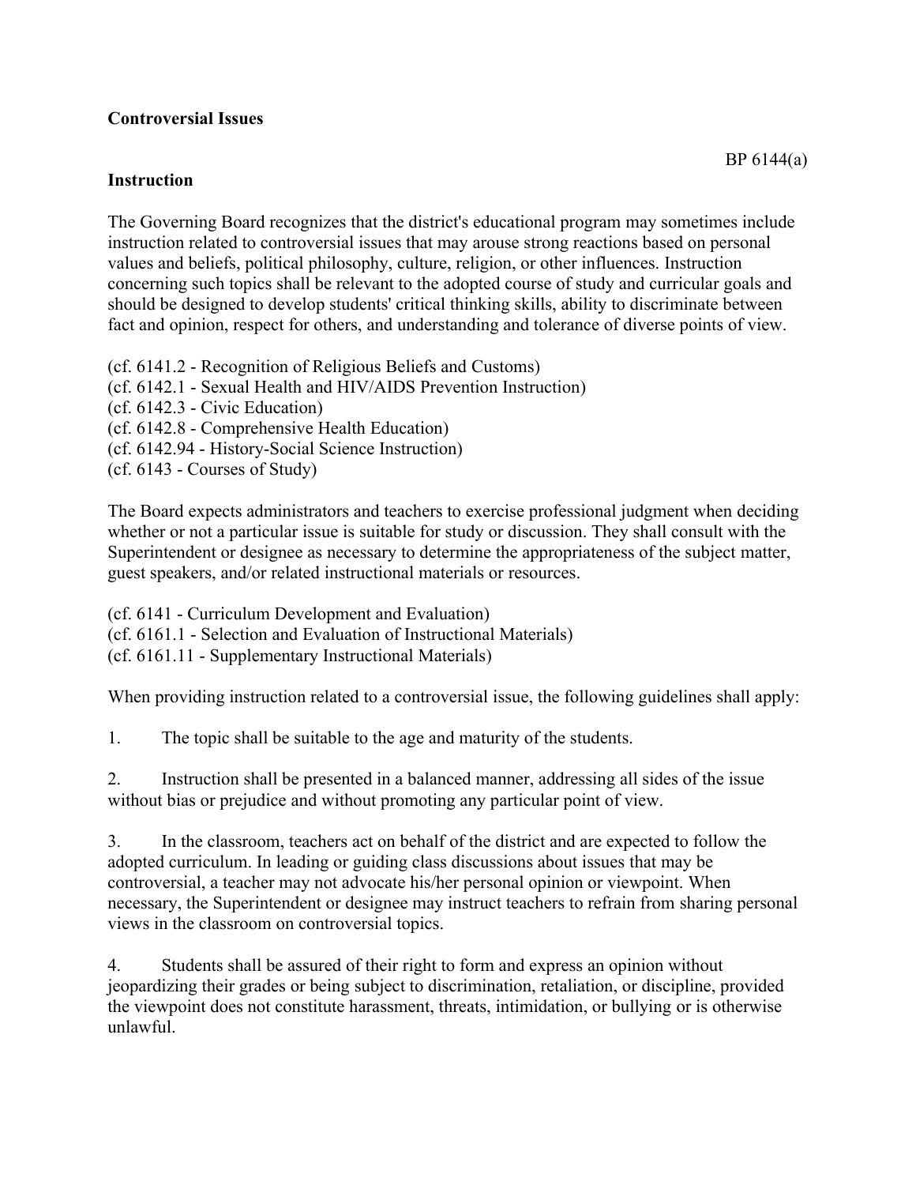**Controversial Issues**

BP 6144(a)

**Instruction**

The Governing Board recognizes that the district's educational program may sometimes include instruction related to controversial issues that may arouse strong reactions based on personal values and beliefs, political philosophy, culture, religion, or other influences. Instruction concerning such topics shall be relevant to the adopted course of study and curricular goals and should be designed to develop students' critical thinking skills, ability to discriminate between fact and opinion, respect for others, and understanding and tolerance of diverse points of view.

(cf. 6141.2 - Recognition of Religious Beliefs and Customs)
(cf. 6142.1 - Sexual Health and HIV/AIDS Prevention Instruction)
(cf. 6142.3 - Civic Education)
(cf. 6142.8 - Comprehensive Health Education)
(cf. 6142.94 - History-Social Science Instruction)
(cf. 6143 - Courses of Study)

The Board expects administrators and teachers to exercise professional judgment when deciding whether or not a particular issue is suitable for study or discussion. They shall consult with the Superintendent or designee as necessary to determine the appropriateness of the subject matter, guest speakers, and/or related instructional materials or resources.

(cf. 6141 - Curriculum Development and Evaluation)
(cf. 6161.1 - Selection and Evaluation of Instructional Materials)
(cf. 6161.11 - Supplementary Instructional Materials)

When providing instruction related to a controversial issue, the following guidelines shall apply:

1. The topic shall be suitable to the age and maturity of the students.

2. Instruction shall be presented in a balanced manner, addressing all sides of the issue without bias or prejudice and without promoting any particular point of view.

3. In the classroom, teachers act on behalf of the district and are expected to follow the adopted curriculum. In leading or guiding class discussions about issues that may be controversial, a teacher may not advocate his/her personal opinion or viewpoint. When necessary, the Superintendent or designee may instruct teachers to refrain from sharing personal views in the classroom on controversial topics.

4. Students shall be assured of their right to form and express an opinion without jeopardizing their grades or being subject to discrimination, retaliation, or discipline, provided the viewpoint does not constitute harassment, threats, intimidation, or bullying or is otherwise unlawful.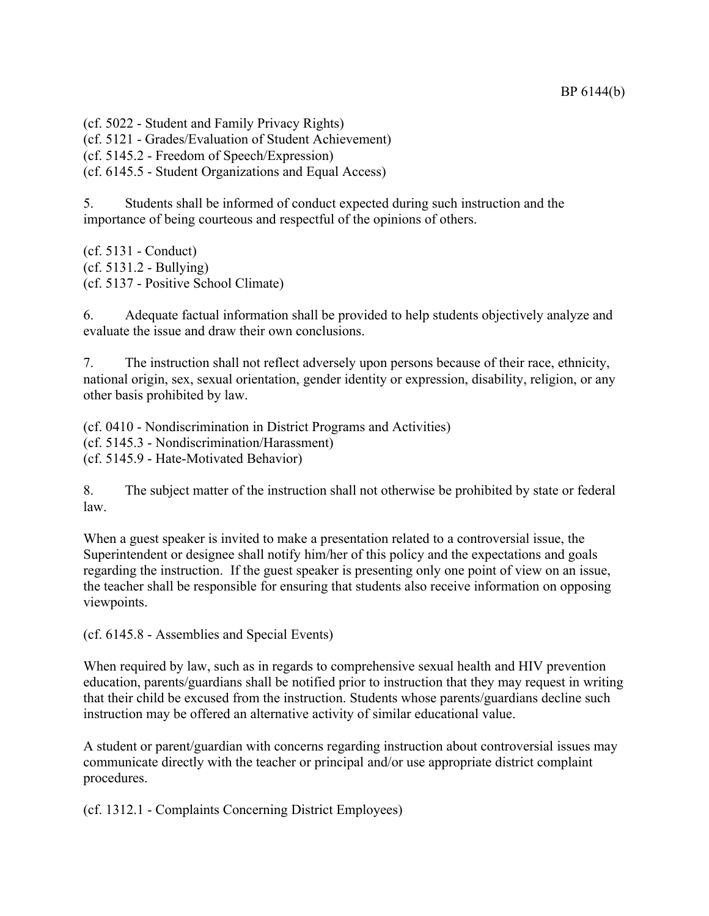(cf. 5022 - Student and Family Privacy Rights)
(cf. 5121 - Grades/Evaluation of Student Achievement)
(cf. 5145.2 - Freedom of Speech/Expression)
(cf. 6145.5 - Student Organizations and Equal Access)

5. Students shall be informed of conduct expected during such instruction and the importance of being courteous and respectful of the opinions of others.

(cf. 5131 - Conduct)
(cf. 5131.2 - Bullying)
(cf. 5137 - Positive School Climate)

6. Adequate factual information shall be provided to help students objectively analyze and evaluate the issue and draw their own conclusions.

7. The instruction shall not reflect adversely upon persons because of their race, ethnicity, national origin, sex, sexual orientation, gender identity or expression, disability, religion, or any other basis prohibited by law.

(cf. 0410 - Nondiscrimination in District Programs and Activities)
(cf. 5145.3 - Nondiscrimination/Harassment)
(cf. 5145.9 - Hate-Motivated Behavior)

8. The subject matter of the instruction shall not otherwise be prohibited by state or federal law.

When a guest speaker is invited to make a presentation related to a controversial issue, the Superintendent or designee shall notify him/her of this policy and the expectations and goals regarding the instruction. If the guest speaker is presenting only one point of view on an issue, the teacher shall be responsible for ensuring that students also receive information on opposing viewpoints.

(cf. 6145.8 - Assemblies and Special Events)

When required by law, such as in regards to comprehensive sexual health and HIV prevention education, parents/guardians shall be notified prior to instruction that they may request in writing that their child be excused from the instruction. Students whose parents/guardians decline such instruction may be offered an alternative activity of similar educational value.

A student or parent/guardian with concerns regarding instruction about controversial issues may communicate directly with the teacher or principal and/or use appropriate district complaint procedures.

(cf. 1312.1 - Complaints Concerning District Employees)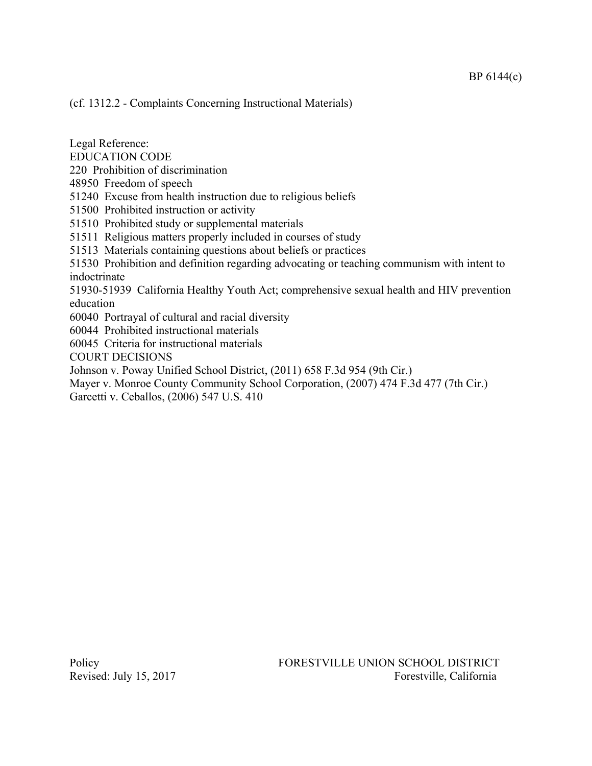(cf. 1312.2 - Complaints Concerning Instructional Materials)

Legal Reference:

EDUCATION CODE

220 Prohibition of discrimination

48950 Freedom of speech

51240 Excuse from health instruction due to religious beliefs

51500 Prohibited instruction or activity

51510 Prohibited study or supplemental materials

51511 Religious matters properly included in courses of study

51513 Materials containing questions about beliefs or practices

51530 Prohibition and definition regarding advocating or teaching communism with intent to indoctrinate

51930-51939 California Healthy Youth Act; comprehensive sexual health and HIV prevention education

60040 Portrayal of cultural and racial diversity

60044 Prohibited instructional materials

60045 Criteria for instructional materials

COURT DECISIONS

Johnson v. Poway Unified School District, (2011) 658 F.3d 954 (9th Cir.)

Mayer v. Monroe County Community School Corporation, (2007) 474 F.3d 477 (7th Cir.)

Garcetti v. Ceballos, (2006) 547 U.S. 410

Policy
Revised: July 15, 2017

FORESTVILLE UNION SCHOOL DISTRICT
Forestville, California